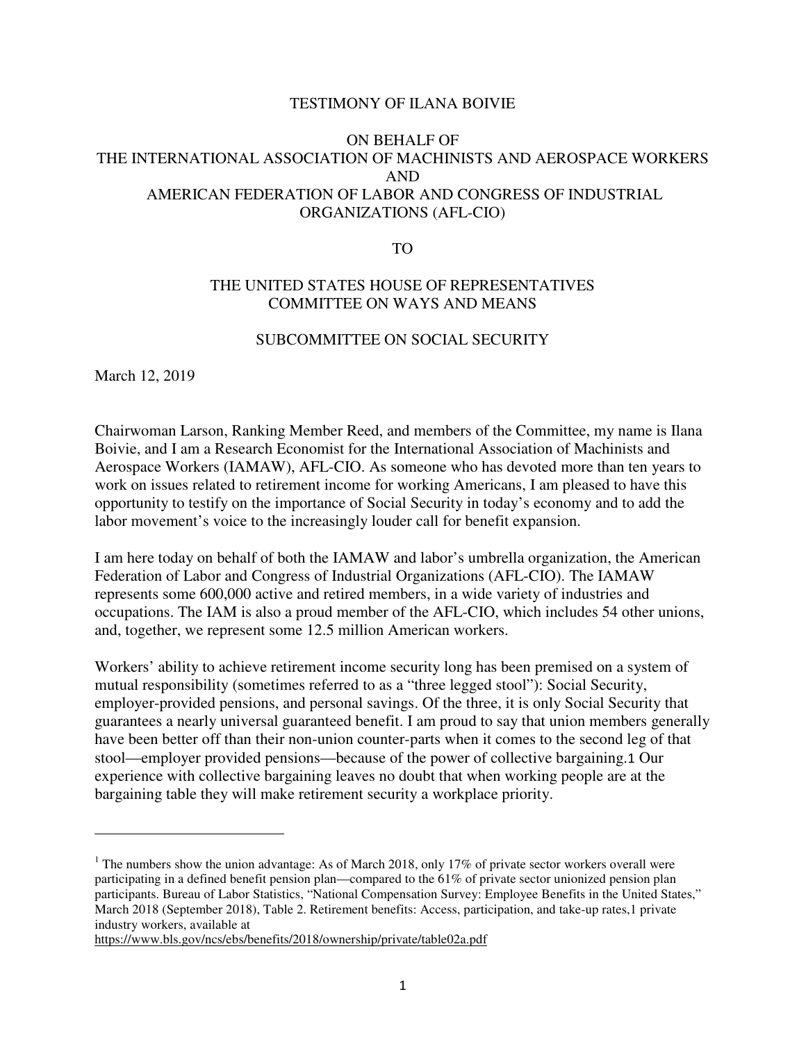TESTIMONY OF ILANA BOIVIE

ON BEHALF OF
THE INTERNATIONAL ASSOCIATION OF MACHINISTS AND AEROSPACE WORKERS
AND
AMERICAN FEDERATION OF LABOR AND CONGRESS OF INDUSTRIAL ORGANIZATIONS (AFL-CIO)

TO

THE UNITED STATES HOUSE OF REPRESENTATIVES
COMMITTEE ON WAYS AND MEANS

SUBCOMMITTEE ON SOCIAL SECURITY

March 12, 2019

Chairwoman Larson, Ranking Member Reed, and members of the Committee, my name is Ilana Boivie, and I am a Research Economist for the International Association of Machinists and Aerospace Workers (IAMAW), AFL-CIO. As someone who has devoted more than ten years to work on issues related to retirement income for working Americans, I am pleased to have this opportunity to testify on the importance of Social Security in today's economy and to add the labor movement's voice to the increasingly louder call for benefit expansion.

I am here today on behalf of both the IAMAW and labor's umbrella organization, the American Federation of Labor and Congress of Industrial Organizations (AFL-CIO). The IAMAW represents some 600,000 active and retired members, in a wide variety of industries and occupations. The IAM is also a proud member of the AFL-CIO, which includes 54 other unions, and, together, we represent some 12.5 million American workers.

Workers' ability to achieve retirement income security long has been premised on a system of mutual responsibility (sometimes referred to as a "three legged stool"): Social Security, employer-provided pensions, and personal savings. Of the three, it is only Social Security that guarantees a nearly universal guaranteed benefit. I am proud to say that union members generally have been better off than their non-union counter-parts when it comes to the second leg of that stool—employer provided pensions—because of the power of collective bargaining.[1] Our experience with collective bargaining leaves no doubt that when working people are at the bargaining table they will make retirement security a workplace priority.

---

[1] The numbers show the union advantage: As of March 2018, only 17% of private sector workers overall were participating in a defined benefit pension plan—compared to the 61% of private sector unionized pension plan participants. Bureau of Labor Statistics, "National Compensation Survey: Employee Benefits in the United States," March 2018 (September 2018), Table 2. Retirement benefits: Access, participation, and take-up rates,1 private industry workers, available at https://www.bls.gov/ncs/ebs/benefits/2018/ownership/private/table02a.pdf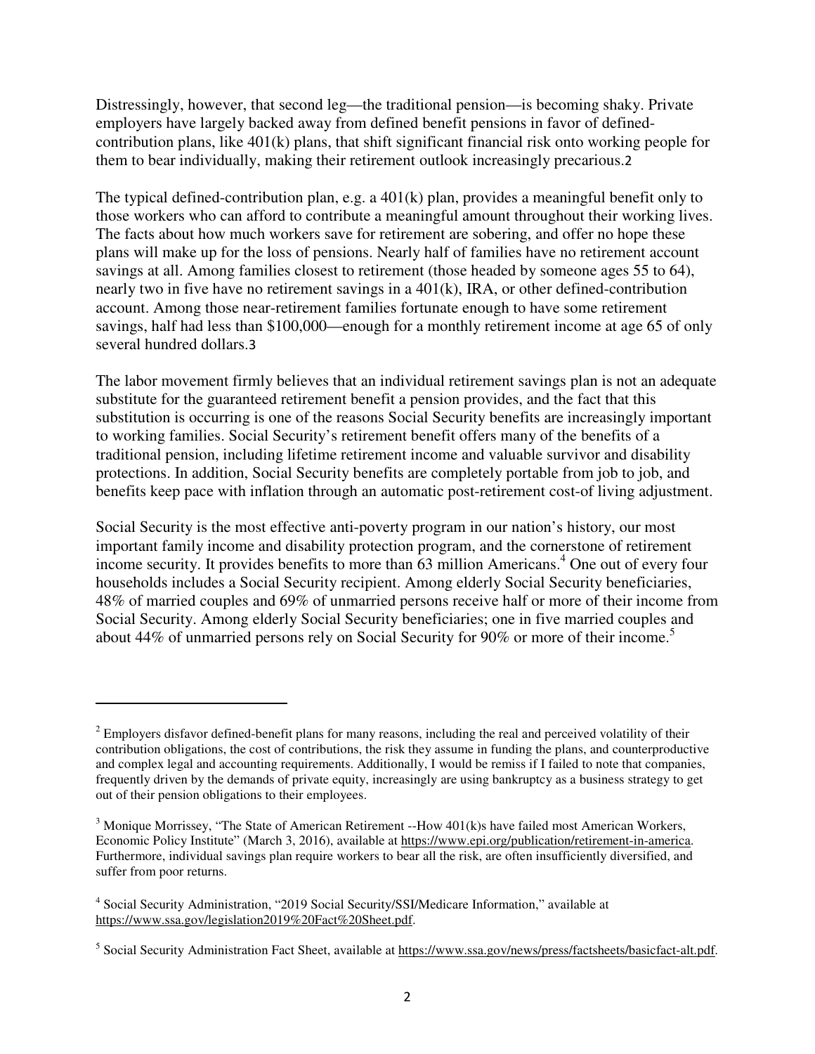Distressingly, however, that second leg—the traditional pension—is becoming shaky. Private employers have largely backed away from defined benefit pensions in favor of defined-contribution plans, like 401(k) plans, that shift significant financial risk onto working people for them to bear individually, making their retirement outlook increasingly precarious.[2]

The typical defined-contribution plan, e.g. a 401(k) plan, provides a meaningful benefit only to those workers who can afford to contribute a meaningful amount throughout their working lives. The facts about how much workers save for retirement are sobering, and offer no hope these plans will make up for the loss of pensions. Nearly half of families have no retirement account savings at all. Among families closest to retirement (those headed by someone ages 55 to 64), nearly two in five have no retirement savings in a 401(k), IRA, or other defined-contribution account. Among those near-retirement families fortunate enough to have some retirement savings, half had less than $100,000—enough for a monthly retirement income at age 65 of only several hundred dollars.[3]

The labor movement firmly believes that an individual retirement savings plan is not an adequate substitute for the guaranteed retirement benefit a pension provides, and the fact that this substitution is occurring is one of the reasons Social Security benefits are increasingly important to working families. Social Security's retirement benefit offers many of the benefits of a traditional pension, including lifetime retirement income and valuable survivor and disability protections. In addition, Social Security benefits are completely portable from job to job, and benefits keep pace with inflation through an automatic post-retirement cost-of living adjustment.

Social Security is the most effective anti-poverty program in our nation's history, our most important family income and disability protection program, and the cornerstone of retirement income security. It provides benefits to more than 63 million Americans.[4] One out of every four households includes a Social Security recipient. Among elderly Social Security beneficiaries, 48% of married couples and 69% of unmarried persons receive half or more of their income from Social Security. Among elderly Social Security beneficiaries; one in five married couples and about 44% of unmarried persons rely on Social Security for 90% or more of their income.[5]

---

[2] Employers disfavor defined-benefit plans for many reasons, including the real and perceived volatility of their contribution obligations, the cost of contributions, the risk they assume in funding the plans, and counterproductive and complex legal and accounting requirements. Additionally, I would be remiss if I failed to note that companies, frequently driven by the demands of private equity, increasingly are using bankruptcy as a business strategy to get out of their pension obligations to their employees.

[3] Monique Morrissey, "The State of American Retirement --How 401(k)s have failed most American Workers, Economic Policy Institute" (March 3, 2016), available at https://www.epi.org/publication/retirement-in-america. Furthermore, individual savings plan require workers to bear all the risk, are often insufficiently diversified, and suffer from poor returns.

[4] Social Security Administration, "2019 Social Security/SSI/Medicare Information," available at https://www.ssa.gov/legislation2019%20Fact%20Sheet.pdf.

[5] Social Security Administration Fact Sheet, available at https://www.ssa.gov/news/press/factsheets/basicfact-alt.pdf.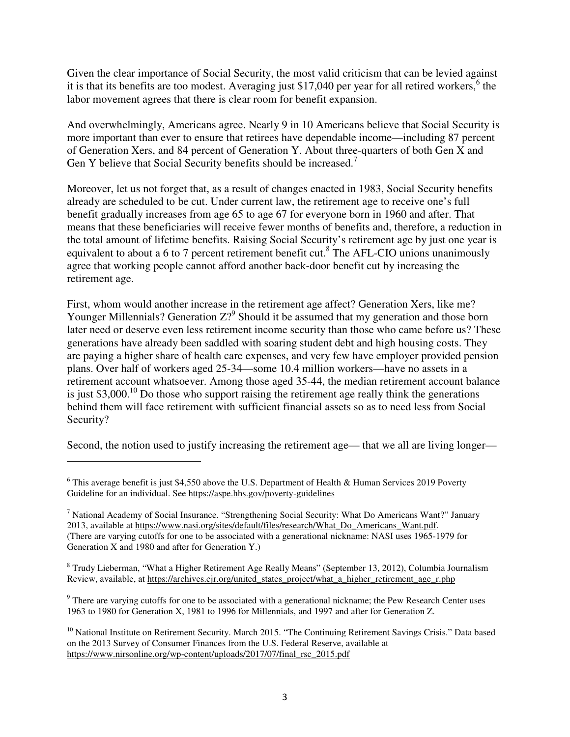Given the clear importance of Social Security, the most valid criticism that can be levied against it is that its benefits are too modest. Averaging just $17,040 per year for all retired workers,[6] the labor movement agrees that there is clear room for benefit expansion.

And overwhelmingly, Americans agree. Nearly 9 in 10 Americans believe that Social Security is more important than ever to ensure that retirees have dependable income—including 87 percent of Generation Xers, and 84 percent of Generation Y. About three-quarters of both Gen X and Gen Y believe that Social Security benefits should be increased.[7]

Moreover, let us not forget that, as a result of changes enacted in 1983, Social Security benefits already are scheduled to be cut. Under current law, the retirement age to receive one's full benefit gradually increases from age 65 to age 67 for everyone born in 1960 and after. That means that these beneficiaries will receive fewer months of benefits and, therefore, a reduction in the total amount of lifetime benefits. Raising Social Security's retirement age by just one year is equivalent to about a 6 to 7 percent retirement benefit cut.[8] The AFL-CIO unions unanimously agree that working people cannot afford another back-door benefit cut by increasing the retirement age.

First, whom would another increase in the retirement age affect? Generation Xers, like me? Younger Millennials? Generation Z?[9] Should it be assumed that my generation and those born later need or deserve even less retirement income security than those who came before us? These generations have already been saddled with soaring student debt and high housing costs. They are paying a higher share of health care expenses, and very few have employer provided pension plans. Over half of workers aged 25-34—some 10.4 million workers—have no assets in a retirement account whatsoever. Among those aged 35-44, the median retirement account balance is just $3,000.[10] Do those who support raising the retirement age really think the generations behind them will face retirement with sufficient financial assets so as to need less from Social Security?

Second, the notion used to justify increasing the retirement age— that we all are living longer—

---

[6] This average benefit is just $4,550 above the U.S. Department of Health & Human Services 2019 Poverty Guideline for an individual. See https://aspe.hhs.gov/poverty-guidelines

[7] National Academy of Social Insurance. "Strengthening Social Security: What Do Americans Want?" January 2013, available at https://www.nasi.org/sites/default/files/research/What_Do_Americans_Want.pdf. (There are varying cutoffs for one to be associated with a generational nickname: NASI uses 1965-1979 for Generation X and 1980 and after for Generation Y.)

[8] Trudy Lieberman, "What a Higher Retirement Age Really Means" (September 13, 2012), Columbia Journalism Review, available, at https://archives.cjr.org/united_states_project/what_a_higher_retirement_age_r.php

[9] There are varying cutoffs for one to be associated with a generational nickname; the Pew Research Center uses 1963 to 1980 for Generation X, 1981 to 1996 for Millennials, and 1997 and after for Generation Z.

[10] National Institute on Retirement Security. March 2015. "The Continuing Retirement Savings Crisis." Data based on the 2013 Survey of Consumer Finances from the U.S. Federal Reserve, available at https://www.nirsonline.org/wp-content/uploads/2017/07/final_rsc_2015.pdf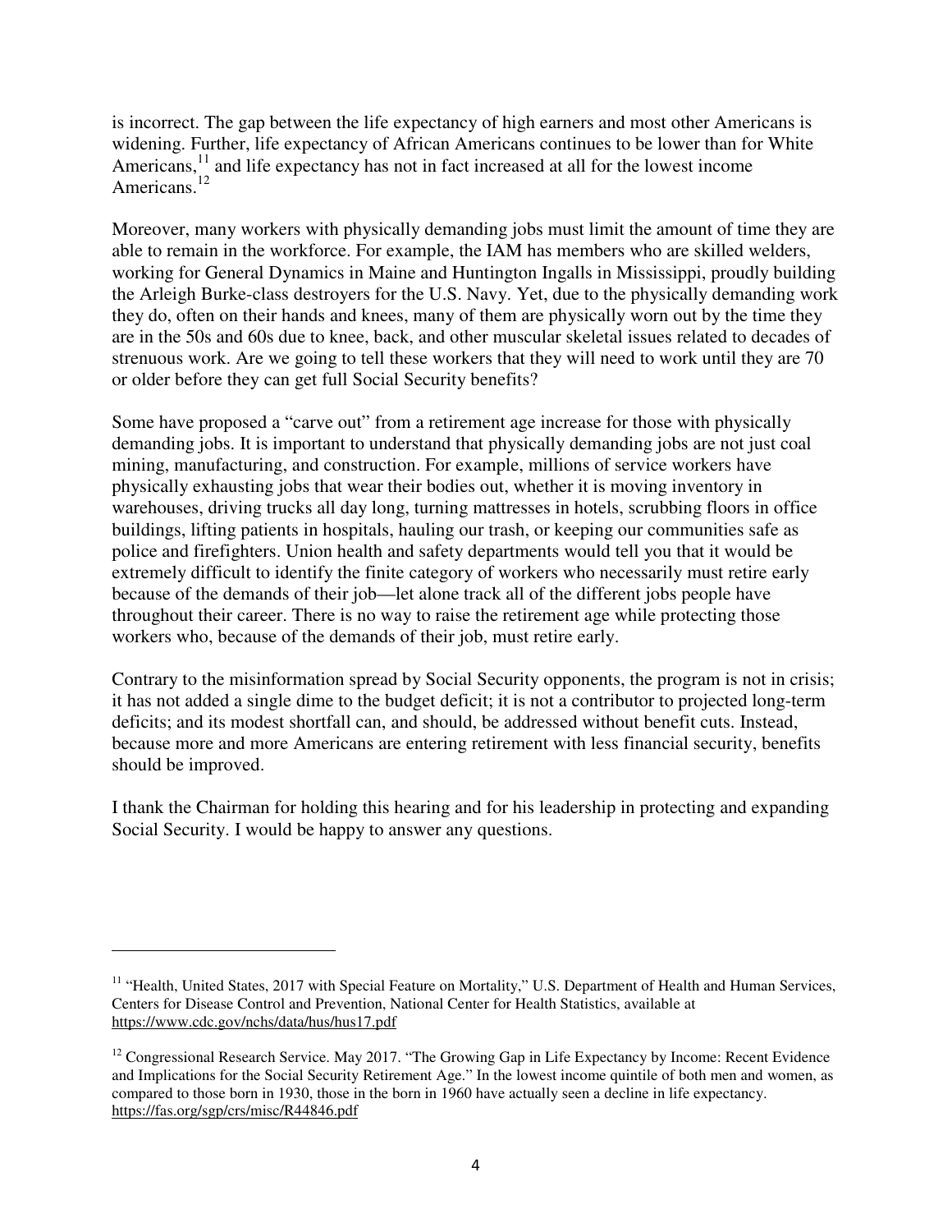is incorrect. The gap between the life expectancy of high earners and most other Americans is widening. Further, life expectancy of African Americans continues to be lower than for White Americans,[11] and life expectancy has not in fact increased at all for the lowest income Americans.[12]

Moreover, many workers with physically demanding jobs must limit the amount of time they are able to remain in the workforce. For example, the IAM has members who are skilled welders, working for General Dynamics in Maine and Huntington Ingalls in Mississippi, proudly building the Arleigh Burke-class destroyers for the U.S. Navy. Yet, due to the physically demanding work they do, often on their hands and knees, many of them are physically worn out by the time they are in the 50s and 60s due to knee, back, and other muscular skeletal issues related to decades of strenuous work. Are we going to tell these workers that they will need to work until they are 70 or older before they can get full Social Security benefits?

Some have proposed a "carve out" from a retirement age increase for those with physically demanding jobs. It is important to understand that physically demanding jobs are not just coal mining, manufacturing, and construction. For example, millions of service workers have physically exhausting jobs that wear their bodies out, whether it is moving inventory in warehouses, driving trucks all day long, turning mattresses in hotels, scrubbing floors in office buildings, lifting patients in hospitals, hauling our trash, or keeping our communities safe as police and firefighters. Union health and safety departments would tell you that it would be extremely difficult to identify the finite category of workers who necessarily must retire early because of the demands of their job—let alone track all of the different jobs people have throughout their career. There is no way to raise the retirement age while protecting those workers who, because of the demands of their job, must retire early.

Contrary to the misinformation spread by Social Security opponents, the program is not in crisis; it has not added a single dime to the budget deficit; it is not a contributor to projected long-term deficits; and its modest shortfall can, and should, be addressed without benefit cuts. Instead, because more and more Americans are entering retirement with less financial security, benefits should be improved.

I thank the Chairman for holding this hearing and for his leadership in protecting and expanding Social Security. I would be happy to answer any questions.

---

[11] "Health, United States, 2017 with Special Feature on Mortality," U.S. Department of Health and Human Services, Centers for Disease Control and Prevention, National Center for Health Statistics, available at https://www.cdc.gov/nchs/data/hus/hus17.pdf

[12] Congressional Research Service. May 2017. "The Growing Gap in Life Expectancy by Income: Recent Evidence and Implications for the Social Security Retirement Age." In the lowest income quintile of both men and women, as compared to those born in 1930, those in the born in 1960 have actually seen a decline in life expectancy. https://fas.org/sgp/crs/misc/R44846.pdf